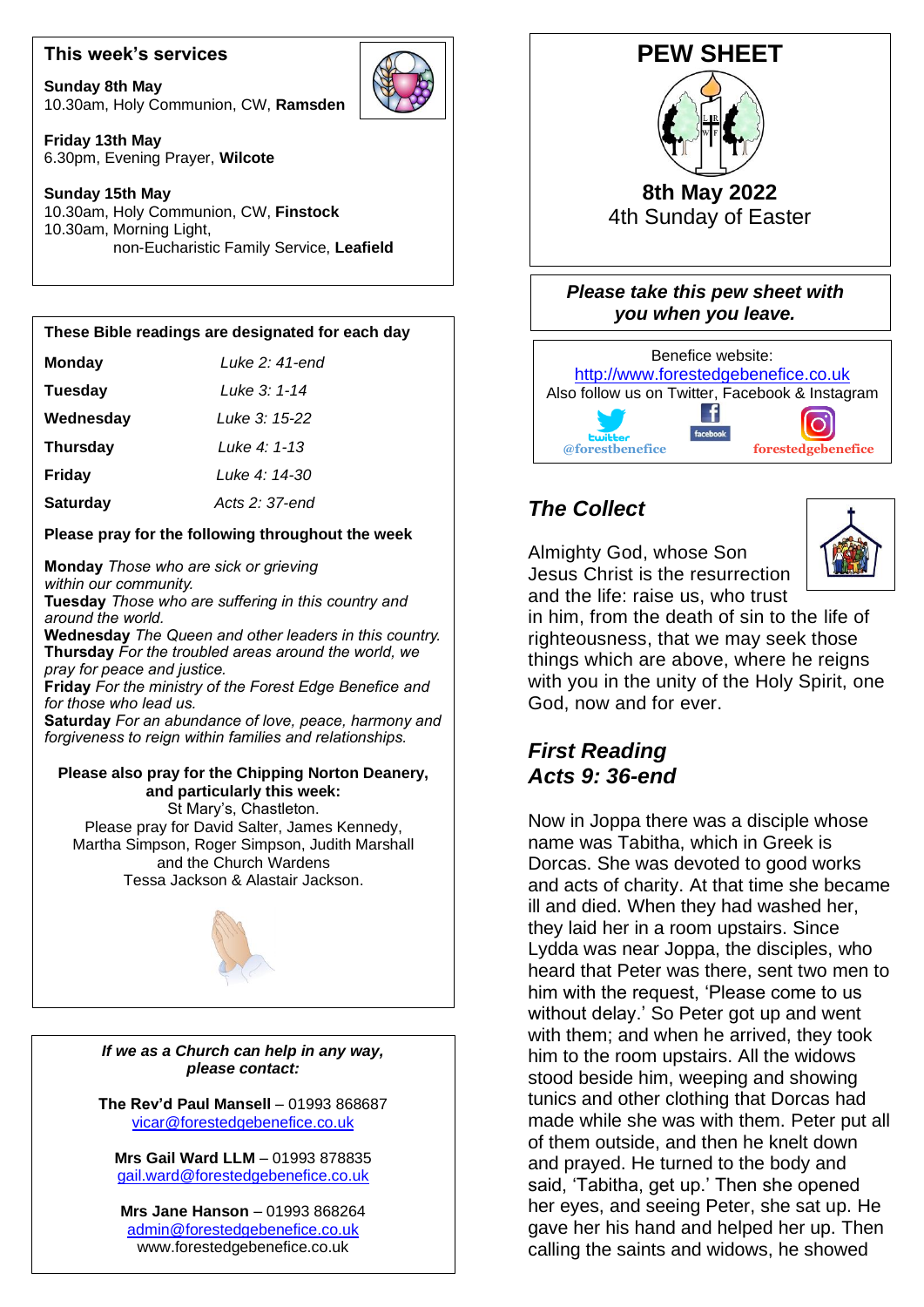## This week's services

**Sunday 8th May**
10.30am, Holy Communion, CW, **Ramsden**

**Friday 13th May**
6.30pm, Evening Prayer, **Wilcote**

**Sunday 15th May**
10.30am, Holy Communion, CW, **Finstock**
10.30am, Morning Light, non-Eucharistic Family Service, **Leafield**

**These Bible readings are designated for each day**

| | |
|---|---|
| **Monday** | *Luke 2: 41-end* |
| **Tuesday** | *Luke 3: 1-14* |
| **Wednesday** | *Luke 3: 15-22* |
| **Thursday** | *Luke 4: 1-13* |
| **Friday** | *Luke 4: 14-30* |
| **Saturday** | *Acts 2: 37-end* |

**Please pray for the following throughout the week**

**Monday** *Those who are sick or grieving within our community.*
**Tuesday** *Those who are suffering in this country and around the world.*
**Wednesday** *The Queen and other leaders in this country.*
**Thursday** *For the troubled areas around the world, we pray for peace and justice.*
**Friday** *For the ministry of the Forest Edge Benefice and for those who lead us.*
**Saturday** *For an abundance of love, peace, harmony and forgiveness to reign within families and relationships.*

**Please also pray for the Chipping Norton Deanery, and particularly this week:**
St Mary's, Chastleton.
Please pray for David Salter, James Kennedy, Martha Simpson, Roger Simpson, Judith Marshall and the Church Wardens
Tessa Jackson & Alastair Jackson.

***If we as a Church can help in any way, please contact:***

**The Rev'd Paul Mansell** – 01993 868687
vicar@forestedgebenefice.co.uk

**Mrs Gail Ward LLM** – 01993 878835
gail.ward@forestedgebenefice.co.uk

**Mrs Jane Hanson** – 01993 868264
admin@forestedgebenefice.co.uk
www.forestedgebenefice.co.uk

# PEW SHEET

**8th May 2022**
4th Sunday of Easter

***Please take this pew sheet with you when you leave.***

Benefice website:
http://www.forestedgebenefice.co.uk
Also follow us on Twitter, Facebook & Instagram
@forestbenefice forestedgebenefice

## *The Collect*

Almighty God, whose Son Jesus Christ is the resurrection and the life: raise us, who trust in him, from the death of sin to the life of righteousness, that we may seek those things which are above, where he reigns with you in the unity of the Holy Spirit, one God, now and for ever.

## *First Reading*
## *Acts 9: 36-end*

Now in Joppa there was a disciple whose name was Tabitha, which in Greek is Dorcas. She was devoted to good works and acts of charity. At that time she became ill and died. When they had washed her, they laid her in a room upstairs. Since Lydda was near Joppa, the disciples, who heard that Peter was there, sent two men to him with the request, 'Please come to us without delay.' So Peter got up and went with them; and when he arrived, they took him to the room upstairs. All the widows stood beside him, weeping and showing tunics and other clothing that Dorcas had made while she was with them. Peter put all of them outside, and then he knelt down and prayed. He turned to the body and said, 'Tabitha, get up.' Then she opened her eyes, and seeing Peter, she sat up. He gave her his hand and helped her up. Then calling the saints and widows, he showed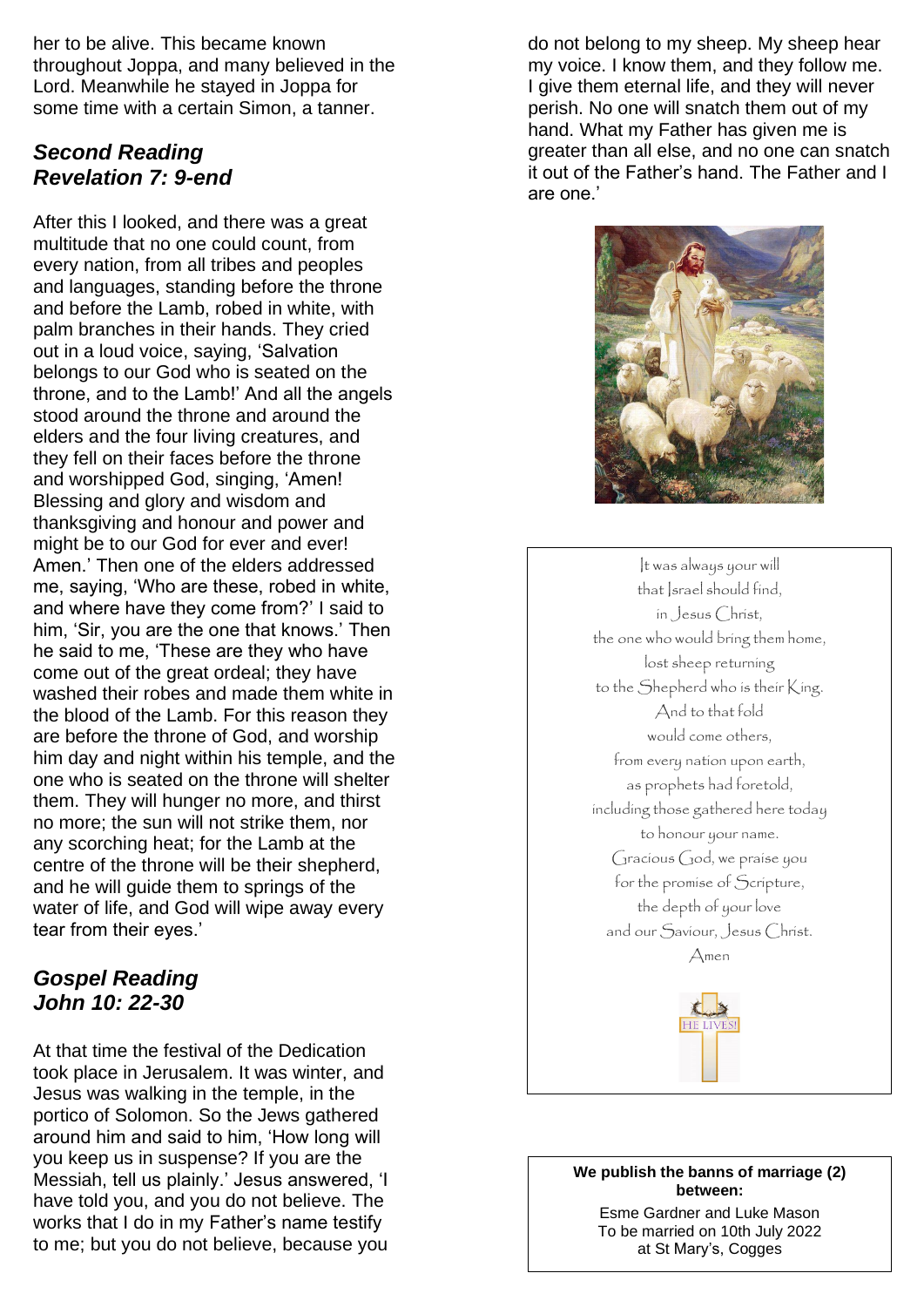her to be alive. This became known throughout Joppa, and many believed in the Lord. Meanwhile he stayed in Joppa for some time with a certain Simon, a tanner.

## *Second Reading*
## *Revelation 7: 9-end*

After this I looked, and there was a great multitude that no one could count, from every nation, from all tribes and peoples and languages, standing before the throne and before the Lamb, robed in white, with palm branches in their hands. They cried out in a loud voice, saying, 'Salvation belongs to our God who is seated on the throne, and to the Lamb!' And all the angels stood around the throne and around the elders and the four living creatures, and they fell on their faces before the throne and worshipped God, singing, 'Amen! Blessing and glory and wisdom and thanksgiving and honour and power and might be to our God for ever and ever! Amen.' Then one of the elders addressed me, saying, 'Who are these, robed in white, and where have they come from?' I said to him, 'Sir, you are the one that knows.' Then he said to me, 'These are they who have come out of the great ordeal; they have washed their robes and made them white in the blood of the Lamb. For this reason they are before the throne of God, and worship him day and night within his temple, and the one who is seated on the throne will shelter them. They will hunger no more, and thirst no more; the sun will not strike them, nor any scorching heat; for the Lamb at the centre of the throne will be their shepherd, and he will guide them to springs of the water of life, and God will wipe away every tear from their eyes.'

## *Gospel Reading*
## *John 10: 22-30*

At that time the festival of the Dedication took place in Jerusalem. It was winter, and Jesus was walking in the temple, in the portico of Solomon. So the Jews gathered around him and said to him, 'How long will you keep us in suspense? If you are the Messiah, tell us plainly.' Jesus answered, 'I have told you, and you do not believe. The works that I do in my Father's name testify to me; but you do not believe, because you do not belong to my sheep. My sheep hear my voice. I know them, and they follow me. I give them eternal life, and they will never perish. No one will snatch them out of my hand. What my Father has given me is greater than all else, and no one can snatch it out of the Father's hand. The Father and I are one.'

It was always your will
that Israel should find,
in Jesus Christ,
the one who would bring them home,
lost sheep returning
to the Shepherd who is their King.
And to that fold
would come others,
from every nation upon earth,
as prophets had foretold,
including those gathered here today
to honour your name.
Gracious God, we praise you
for the promise of Scripture,
the depth of your love
and our Saviour, Jesus Christ.
Amen

HE LIVES!

**We publish the banns of marriage (2) between:**

Esme Gardner and Luke Mason
To be married on 10th July 2022
at St Mary's, Cogges